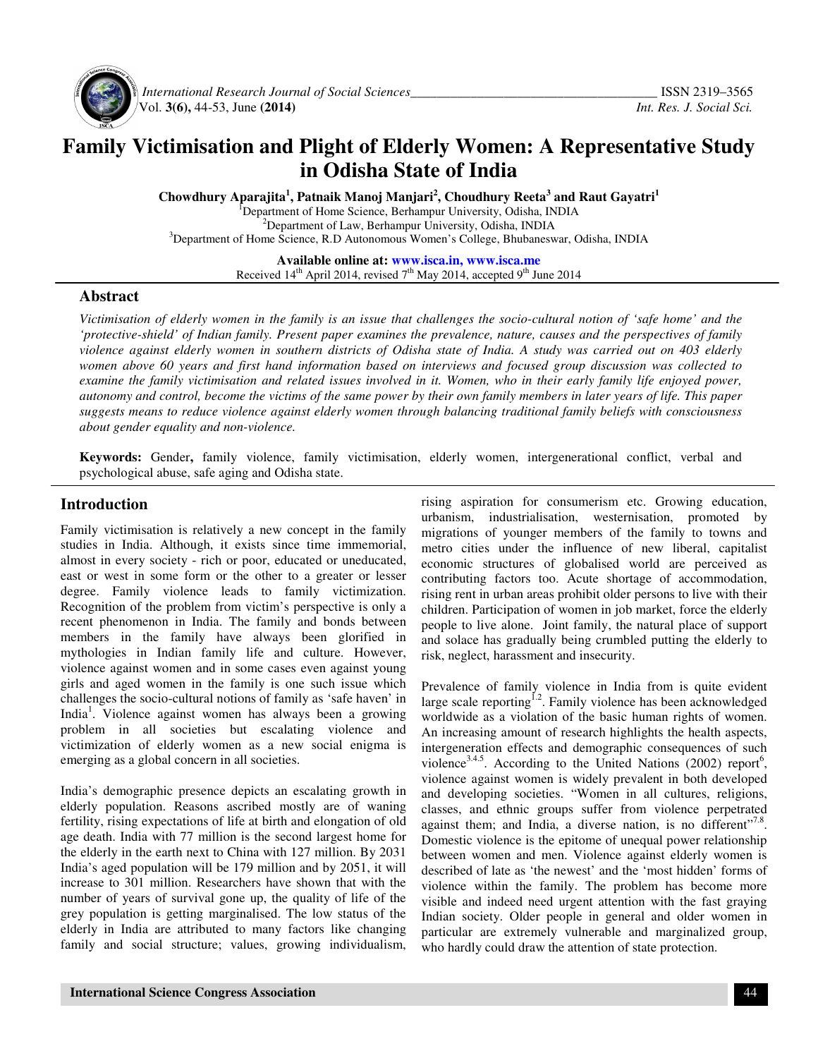# Family Victimisation and Plight of Elderly Women: A Representative Study in Odisha State of India

**Chowdhury Aparajita[1], Patnaik Manoj Manjari[2], Choudhury Reeta[3] and Raut Gayatri[1]**

[1]Department of Home Science, Berhampur University, Odisha, INDIA
[2]Department of Law, Berhampur University, Odisha, INDIA
[3]Department of Home Science, R.D Autonomous Women's College, Bhubaneswar, Odisha, INDIA

**Available online at: www.isca.in, www.isca.me**
Received 14th April 2014, revised 7th May 2014, accepted 9th June 2014

## Abstract

*Victimisation of elderly women in the family is an issue that challenges the socio-cultural notion of 'safe home' and the 'protective-shield' of Indian family. Present paper examines the prevalence, nature, causes and the perspectives of family violence against elderly women in southern districts of Odisha state of India. A study was carried out on 403 elderly women above 60 years and first hand information based on interviews and focused group discussion was collected to examine the family victimisation and related issues involved in it. Women, who in their early family life enjoyed power, autonomy and control, become the victims of the same power by their own family members in later years of life. This paper suggests means to reduce violence against elderly women through balancing traditional family beliefs with consciousness about gender equality and non-violence.*

**Keywords:** Gender**,** family violence, family victimisation, elderly women, intergenerational conflict, verbal and psychological abuse, safe aging and Odisha state.

## Introduction

Family victimisation is relatively a new concept in the family studies in India. Although, it exists since time immemorial, almost in every society - rich or poor, educated or uneducated, east or west in some form or the other to a greater or lesser degree. Family violence leads to family victimization. Recognition of the problem from victim's perspective is only a recent phenomenon in India. The family and bonds between members in the family have always been glorified in mythologies in Indian family life and culture. However, violence against women and in some cases even against young girls and aged women in the family is one such issue which challenges the socio-cultural notions of family as 'safe haven' in India[1]. Violence against women has always been a growing problem in all societies but escalating violence and victimization of elderly women as a new social enigma is emerging as a global concern in all societies.

India's demographic presence depicts an escalating growth in elderly population. Reasons ascribed mostly are of waning fertility, rising expectations of life at birth and elongation of old age death. India with 77 million is the second largest home for the elderly in the earth next to China with 127 million. By 2031 India's aged population will be 179 million and by 2051, it will increase to 301 million. Researchers have shown that with the number of years of survival gone up, the quality of life of the grey population is getting marginalised. The low status of the elderly in India are attributed to many factors like changing family and social structure; values, growing individualism, rising aspiration for consumerism etc. Growing education, urbanism, industrialisation, westernisation, promoted by migrations of younger members of the family to towns and metro cities under the influence of new liberal, capitalist economic structures of globalised world are perceived as contributing factors too. Acute shortage of accommodation, rising rent in urban areas prohibit older persons to live with their children. Participation of women in job market, force the elderly people to live alone. Joint family, the natural place of support and solace has gradually being crumbled putting the elderly to risk, neglect, harassment and insecurity.

Prevalence of family violence in India from is quite evident large scale reporting[1,2]. Family violence has been acknowledged worldwide as a violation of the basic human rights of women. An increasing amount of research highlights the health aspects, intergeneration effects and demographic consequences of such violence[3,4,5]. According to the United Nations (2002) report[6], violence against women is widely prevalent in both developed and developing societies. "Women in all cultures, religions, classes, and ethnic groups suffer from violence perpetrated against them; and India, a diverse nation, is no different"[7,8]. Domestic violence is the epitome of unequal power relationship between women and men. Violence against elderly women is described of late as 'the newest' and the 'most hidden' forms of violence within the family. The problem has become more visible and indeed need urgent attention with the fast graying Indian society. Older people in general and older women in particular are extremely vulnerable and marginalized group, who hardly could draw the attention of state protection.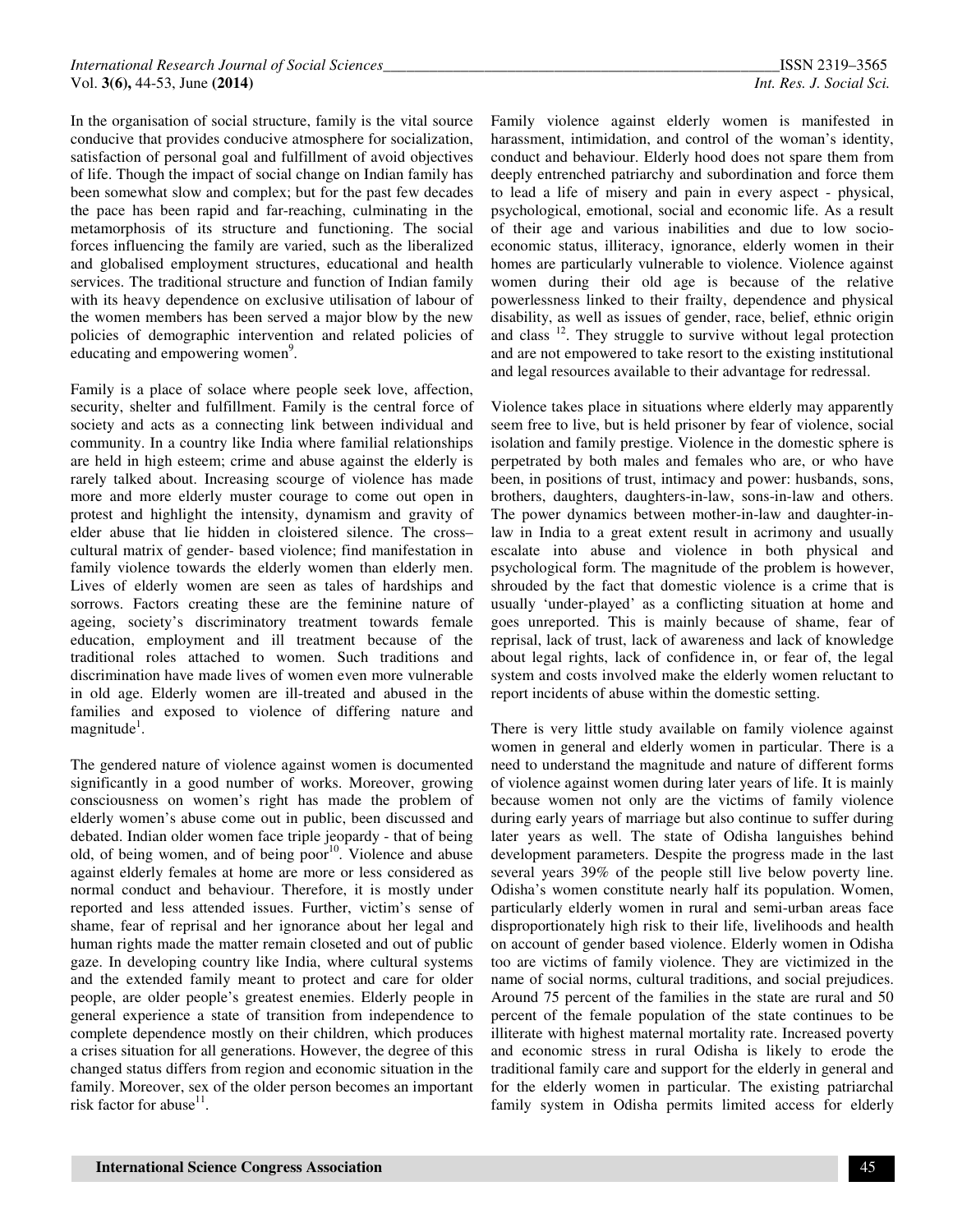In the organisation of social structure, family is the vital source conducive that provides conducive atmosphere for socialization, satisfaction of personal goal and fulfillment of avoid objectives of life. Though the impact of social change on Indian family has been somewhat slow and complex; but for the past few decades the pace has been rapid and far-reaching, culminating in the metamorphosis of its structure and functioning. The social forces influencing the family are varied, such as the liberalized and globalised employment structures, educational and health services. The traditional structure and function of Indian family with its heavy dependence on exclusive utilisation of labour of the women members has been served a major blow by the new policies of demographic intervention and related policies of educating and empowering women[9].

Family is a place of solace where people seek love, affection, security, shelter and fulfillment. Family is the central force of society and acts as a connecting link between individual and community. In a country like India where familial relationships are held in high esteem; crime and abuse against the elderly is rarely talked about. Increasing scourge of violence has made more and more elderly muster courage to come out open in protest and highlight the intensity, dynamism and gravity of elder abuse that lie hidden in cloistered silence. The cross–cultural matrix of gender- based violence; find manifestation in family violence towards the elderly women than elderly men. Lives of elderly women are seen as tales of hardships and sorrows. Factors creating these are the feminine nature of ageing, society's discriminatory treatment towards female education, employment and ill treatment because of the traditional roles attached to women. Such traditions and discrimination have made lives of women even more vulnerable in old age. Elderly women are ill-treated and abused in the families and exposed to violence of differing nature and magnitude[1].

The gendered nature of violence against women is documented significantly in a good number of works. Moreover, growing consciousness on women's right has made the problem of elderly women's abuse come out in public, been discussed and debated. Indian older women face triple jeopardy - that of being old, of being women, and of being poor[10]. Violence and abuse against elderly females at home are more or less considered as normal conduct and behaviour. Therefore, it is mostly under reported and less attended issues. Further, victim's sense of shame, fear of reprisal and her ignorance about her legal and human rights made the matter remain closeted and out of public gaze. In developing country like India, where cultural systems and the extended family meant to protect and care for older people, are older people's greatest enemies. Elderly people in general experience a state of transition from independence to complete dependence mostly on their children, which produces a crises situation for all generations. However, the degree of this changed status differs from region and economic situation in the family. Moreover, sex of the older person becomes an important risk factor for abuse[11].

Family violence against elderly women is manifested in harassment, intimidation, and control of the woman's identity, conduct and behaviour. Elderly hood does not spare them from deeply entrenched patriarchy and subordination and force them to lead a life of misery and pain in every aspect - physical, psychological, emotional, social and economic life. As a result of their age and various inabilities and due to low socio-economic status, illiteracy, ignorance, elderly women in their homes are particularly vulnerable to violence. Violence against women during their old age is because of the relative powerlessness linked to their frailty, dependence and physical disability, as well as issues of gender, race, belief, ethnic origin and class [12]. They struggle to survive without legal protection and are not empowered to take resort to the existing institutional and legal resources available to their advantage for redressal.

Violence takes place in situations where elderly may apparently seem free to live, but is held prisoner by fear of violence, social isolation and family prestige. Violence in the domestic sphere is perpetrated by both males and females who are, or who have been, in positions of trust, intimacy and power: husbands, sons, brothers, daughters, daughters-in-law, sons-in-law and others. The power dynamics between mother-in-law and daughter-in-law in India to a great extent result in acrimony and usually escalate into abuse and violence in both physical and psychological form. The magnitude of the problem is however, shrouded by the fact that domestic violence is a crime that is usually 'under-played' as a conflicting situation at home and goes unreported. This is mainly because of shame, fear of reprisal, lack of trust, lack of awareness and lack of knowledge about legal rights, lack of confidence in, or fear of, the legal system and costs involved make the elderly women reluctant to report incidents of abuse within the domestic setting.

There is very little study available on family violence against women in general and elderly women in particular. There is a need to understand the magnitude and nature of different forms of violence against women during later years of life. It is mainly because women not only are the victims of family violence during early years of marriage but also continue to suffer during later years as well. The state of Odisha languishes behind development parameters. Despite the progress made in the last several years 39% of the people still live below poverty line. Odisha's women constitute nearly half its population. Women, particularly elderly women in rural and semi-urban areas face disproportionately high risk to their life, livelihoods and health on account of gender based violence. Elderly women in Odisha too are victims of family violence. They are victimized in the name of social norms, cultural traditions, and social prejudices. Around 75 percent of the families in the state are rural and 50 percent of the female population of the state continues to be illiterate with highest maternal mortality rate. Increased poverty and economic stress in rural Odisha is likely to erode the traditional family care and support for the elderly in general and for the elderly women in particular. The existing patriarchal family system in Odisha permits limited access for elderly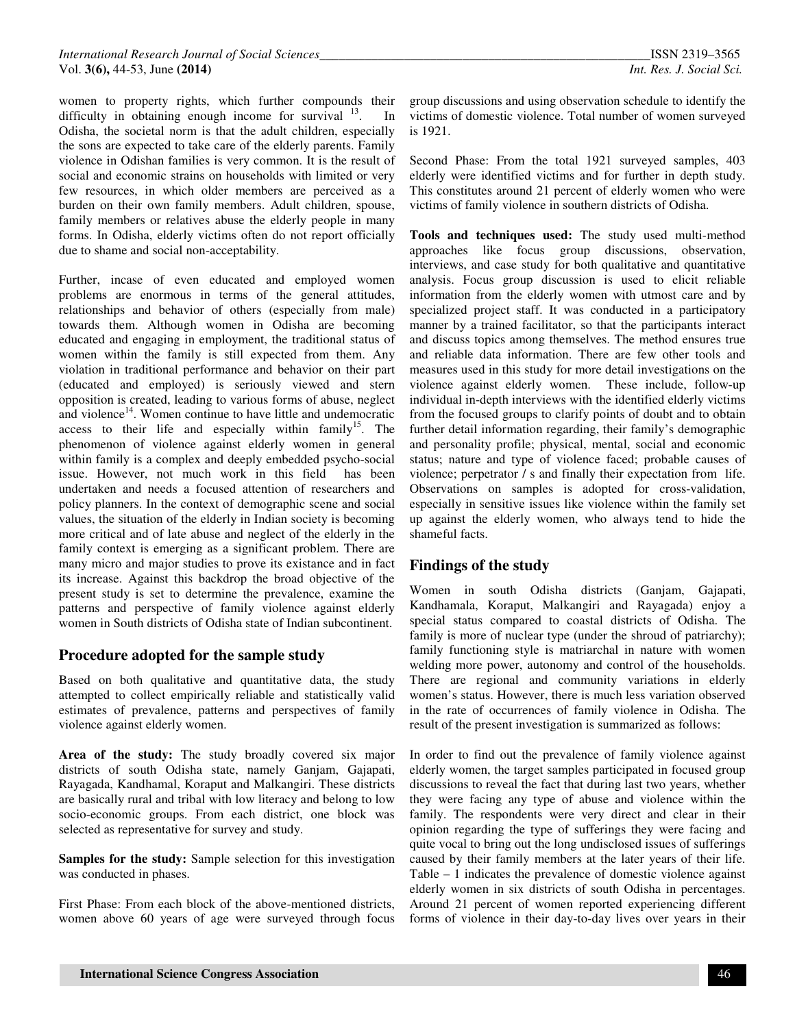women to property rights, which further compounds their difficulty in obtaining enough income for survival [13]. In Odisha, the societal norm is that the adult children, especially the sons are expected to take care of the elderly parents. Family violence in Odishan families is very common. It is the result of social and economic strains on households with limited or very few resources, in which older members are perceived as a burden on their own family members. Adult children, spouse, family members or relatives abuse the elderly people in many forms. In Odisha, elderly victims often do not report officially due to shame and social non-acceptability.

Further, incase of even educated and employed women problems are enormous in terms of the general attitudes, relationships and behavior of others (especially from male) towards them. Although women in Odisha are becoming educated and engaging in employment, the traditional status of women within the family is still expected from them. Any violation in traditional performance and behavior on their part (educated and employed) is seriously viewed and stern opposition is created, leading to various forms of abuse, neglect and violence[14]. Women continue to have little and undemocratic access to their life and especially within family[15]. The phenomenon of violence against elderly women in general within family is a complex and deeply embedded psycho-social issue. However, not much work in this field has been undertaken and needs a focused attention of researchers and policy planners. In the context of demographic scene and social values, the situation of the elderly in Indian society is becoming more critical and of late abuse and neglect of the elderly in the family context is emerging as a significant problem. There are many micro and major studies to prove its existance and in fact its increase. Against this backdrop the broad objective of the present study is set to determine the prevalence, examine the patterns and perspective of family violence against elderly women in South districts of Odisha state of Indian subcontinent.

## Procedure adopted for the sample study

Based on both qualitative and quantitative data, the study attempted to collect empirically reliable and statistically valid estimates of prevalence, patterns and perspectives of family violence against elderly women.

**Area of the study:** The study broadly covered six major districts of south Odisha state, namely Ganjam, Gajapati, Rayagada, Kandhamal, Koraput and Malkangiri. These districts are basically rural and tribal with low literacy and belong to low socio-economic groups. From each district, one block was selected as representative for survey and study.

**Samples for the study:** Sample selection for this investigation was conducted in phases.

First Phase: From each block of the above-mentioned districts, women above 60 years of age were surveyed through focus group discussions and using observation schedule to identify the victims of domestic violence. Total number of women surveyed is 1921.

Second Phase: From the total 1921 surveyed samples, 403 elderly were identified victims and for further in depth study. This constitutes around 21 percent of elderly women who were victims of family violence in southern districts of Odisha.

**Tools and techniques used:** The study used multi-method approaches like focus group discussions, observation, interviews, and case study for both qualitative and quantitative analysis. Focus group discussion is used to elicit reliable information from the elderly women with utmost care and by specialized project staff. It was conducted in a participatory manner by a trained facilitator, so that the participants interact and discuss topics among themselves. The method ensures true and reliable data information. There are few other tools and measures used in this study for more detail investigations on the violence against elderly women. These include, follow-up individual in-depth interviews with the identified elderly victims from the focused groups to clarify points of doubt and to obtain further detail information regarding, their family's demographic and personality profile; physical, mental, social and economic status; nature and type of violence faced; probable causes of violence; perpetrator / s and finally their expectation from life. Observations on samples is adopted for cross-validation, especially in sensitive issues like violence within the family set up against the elderly women, who always tend to hide the shameful facts.

## Findings of the study

Women in south Odisha districts (Ganjam, Gajapati, Kandhamala, Koraput, Malkangiri and Rayagada) enjoy a special status compared to coastal districts of Odisha. The family is more of nuclear type (under the shroud of patriarchy); family functioning style is matriarchal in nature with women welding more power, autonomy and control of the households. There are regional and community variations in elderly women's status. However, there is much less variation observed in the rate of occurrences of family violence in Odisha. The result of the present investigation is summarized as follows:

In order to find out the prevalence of family violence against elderly women, the target samples participated in focused group discussions to reveal the fact that during last two years, whether they were facing any type of abuse and violence within the family. The respondents were very direct and clear in their opinion regarding the type of sufferings they were facing and quite vocal to bring out the long undisclosed issues of sufferings caused by their family members at the later years of their life. Table – 1 indicates the prevalence of domestic violence against elderly women in six districts of south Odisha in percentages. Around 21 percent of women reported experiencing different forms of violence in their day-to-day lives over years in their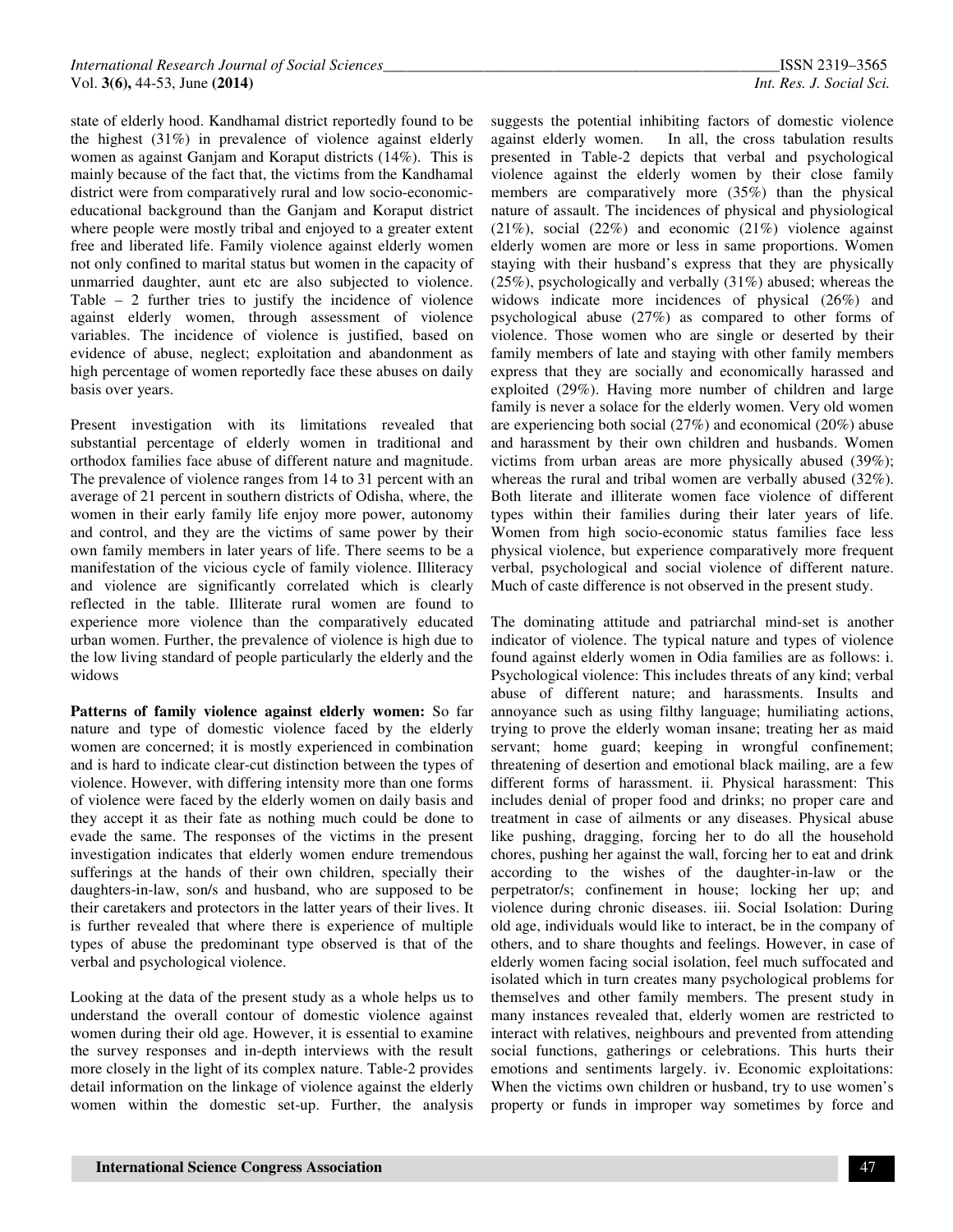state of elderly hood. Kandhamal district reportedly found to be the highest (31%) in prevalence of violence against elderly women as against Ganjam and Koraput districts (14%). This is mainly because of the fact that, the victims from the Kandhamal district were from comparatively rural and low socio-economic-educational background than the Ganjam and Koraput district where people were mostly tribal and enjoyed to a greater extent free and liberated life. Family violence against elderly women not only confined to marital status but women in the capacity of unmarried daughter, aunt etc are also subjected to violence. Table – 2 further tries to justify the incidence of violence against elderly women, through assessment of violence variables. The incidence of violence is justified, based on evidence of abuse, neglect; exploitation and abandonment as high percentage of women reportedly face these abuses on daily basis over years.

Present investigation with its limitations revealed that substantial percentage of elderly women in traditional and orthodox families face abuse of different nature and magnitude. The prevalence of violence ranges from 14 to 31 percent with an average of 21 percent in southern districts of Odisha, where, the women in their early family life enjoy more power, autonomy and control, and they are the victims of same power by their own family members in later years of life. There seems to be a manifestation of the vicious cycle of family violence. Illiteracy and violence are significantly correlated which is clearly reflected in the table. Illiterate rural women are found to experience more violence than the comparatively educated urban women. Further, the prevalence of violence is high due to the low living standard of people particularly the elderly and the widows

**Patterns of family violence against elderly women:** So far nature and type of domestic violence faced by the elderly women are concerned; it is mostly experienced in combination and is hard to indicate clear-cut distinction between the types of violence. However, with differing intensity more than one forms of violence were faced by the elderly women on daily basis and they accept it as their fate as nothing much could be done to evade the same. The responses of the victims in the present investigation indicates that elderly women endure tremendous sufferings at the hands of their own children, specially their daughters-in-law, son/s and husband, who are supposed to be their caretakers and protectors in the latter years of their lives. It is further revealed that where there is experience of multiple types of abuse the predominant type observed is that of the verbal and psychological violence.

Looking at the data of the present study as a whole helps us to understand the overall contour of domestic violence against women during their old age. However, it is essential to examine the survey responses and in-depth interviews with the result more closely in the light of its complex nature. Table-2 provides detail information on the linkage of violence against the elderly women within the domestic set-up. Further, the analysis suggests the potential inhibiting factors of domestic violence against elderly women. In all, the cross tabulation results presented in Table-2 depicts that verbal and psychological violence against the elderly women by their close family members are comparatively more (35%) than the physical nature of assault. The incidences of physical and physiological (21%), social (22%) and economic (21%) violence against elderly women are more or less in same proportions. Women staying with their husband's express that they are physically (25%), psychologically and verbally (31%) abused; whereas the widows indicate more incidences of physical (26%) and psychological abuse (27%) as compared to other forms of violence. Those women who are single or deserted by their family members of late and staying with other family members express that they are socially and economically harassed and exploited (29%). Having more number of children and large family is never a solace for the elderly women. Very old women are experiencing both social (27%) and economical (20%) abuse and harassment by their own children and husbands. Women victims from urban areas are more physically abused (39%); whereas the rural and tribal women are verbally abused (32%). Both literate and illiterate women face violence of different types within their families during their later years of life. Women from high socio-economic status families face less physical violence, but experience comparatively more frequent verbal, psychological and social violence of different nature. Much of caste difference is not observed in the present study.

The dominating attitude and patriarchal mind-set is another indicator of violence. The typical nature and types of violence found against elderly women in Odia families are as follows: i. Psychological violence: This includes threats of any kind; verbal abuse of different nature; and harassments. Insults and annoyance such as using filthy language; humiliating actions, trying to prove the elderly woman insane; treating her as maid servant; home guard; keeping in wrongful confinement; threatening of desertion and emotional black mailing, are a few different forms of harassment. ii. Physical harassment: This includes denial of proper food and drinks; no proper care and treatment in case of ailments or any diseases. Physical abuse like pushing, dragging, forcing her to do all the household chores, pushing her against the wall, forcing her to eat and drink according to the wishes of the daughter-in-law or the perpetrator/s; confinement in house; locking her up; and violence during chronic diseases. iii. Social Isolation: During old age, individuals would like to interact, be in the company of others, and to share thoughts and feelings. However, in case of elderly women facing social isolation, feel much suffocated and isolated which in turn creates many psychological problems for themselves and other family members. The present study in many instances revealed that, elderly women are restricted to interact with relatives, neighbours and prevented from attending social functions, gatherings or celebrations. This hurts their emotions and sentiments largely. iv. Economic exploitations: When the victims own children or husband, try to use women's property or funds in improper way sometimes by force and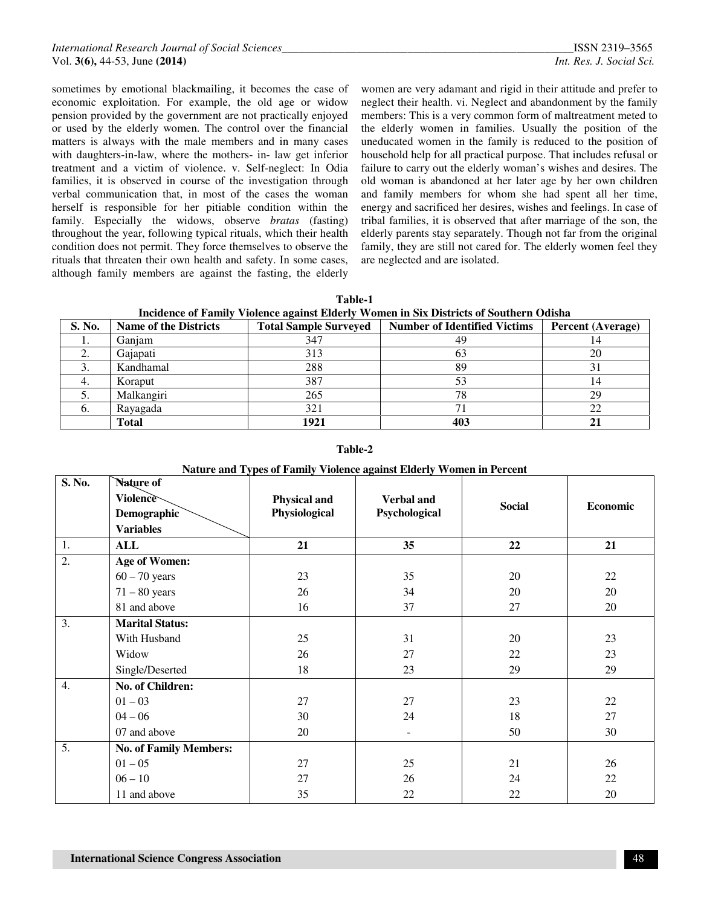sometimes by emotional blackmailing, it becomes the case of economic exploitation. For example, the old age or widow pension provided by the government are not practically enjoyed or used by the elderly women. The control over the financial matters is always with the male members and in many cases with daughters-in-law, where the mothers- in- law get inferior treatment and a victim of violence. v. Self-neglect: In Odia families, it is observed in course of the investigation through verbal communication that, in most of the cases the woman herself is responsible for her pitiable condition within the family. Especially the widows, observe *bratas* (fasting) throughout the year, following typical rituals, which their health condition does not permit. They force themselves to observe the rituals that threaten their own health and safety. In some cases, although family members are against the fasting, the elderly women are very adamant and rigid in their attitude and prefer to neglect their health. vi. Neglect and abandonment by the family members: This is a very common form of maltreatment meted to the elderly women in families. Usually the position of the uneducated women in the family is reduced to the position of household help for all practical purpose. That includes refusal or failure to carry out the elderly woman's wishes and desires. The old woman is abandoned at her later age by her own children and family members for whom she had spent all her time, energy and sacrificed her desires, wishes and feelings. In case of tribal families, it is observed that after marriage of the son, the elderly parents stay separately. Though not far from the original family, they are still not cared for. The elderly women feel they are neglected and are isolated.

**Table-1**
**Incidence of Family Violence against Elderly Women in Six Districts of Southern Odisha**

| S. No. | Name of the Districts | Total Sample Surveyed | Number of Identified Victims | Percent (Average) |
|---|---|---|---|---|
| 1. | Ganjam | 347 | 49 | 14 |
| 2. | Gajapati | 313 | 63 | 20 |
| 3. | Kandhamal | 288 | 89 | 31 |
| 4. | Koraput | 387 | 53 | 14 |
| 5. | Malkangiri | 265 | 78 | 29 |
| 6. | Rayagada | 321 | 71 | 22 |
| | **Total** | **1921** | **403** | **21** |

**Table-2**
**Nature and Types of Family Violence against Elderly Women in Percent**

| S. No. | Nature of Violence / Demographic Variables | Physical and Physiological | Verbal and Psychological | Social | Economic |
|---|---|---|---|---|---|
| 1. | **ALL** | **21** | **35** | **22** | **21** |
| 2. | **Age of Women:** | | | | |
| | 60 – 70 years | 23 | 35 | 20 | 22 |
| | 71 – 80 years | 26 | 34 | 20 | 20 |
| | 81 and above | 16 | 37 | 27 | 20 |
| 3. | **Marital Status:** | | | | |
| | With Husband | 25 | 31 | 20 | 23 |
| | Widow | 26 | 27 | 22 | 23 |
| | Single/Deserted | 18 | 23 | 29 | 29 |
| 4. | **No. of Children:** | | | | |
| | 01 – 03 | 27 | 27 | 23 | 22 |
| | 04 – 06 | 30 | 24 | 18 | 27 |
| | 07 and above | 20 | - | 50 | 30 |
| 5. | **No. of Family Members:** | | | | |
| | 01 – 05 | 27 | 25 | 21 | 26 |
| | 06 – 10 | 27 | 26 | 24 | 22 |
| | 11 and above | 35 | 22 | 22 | 20 |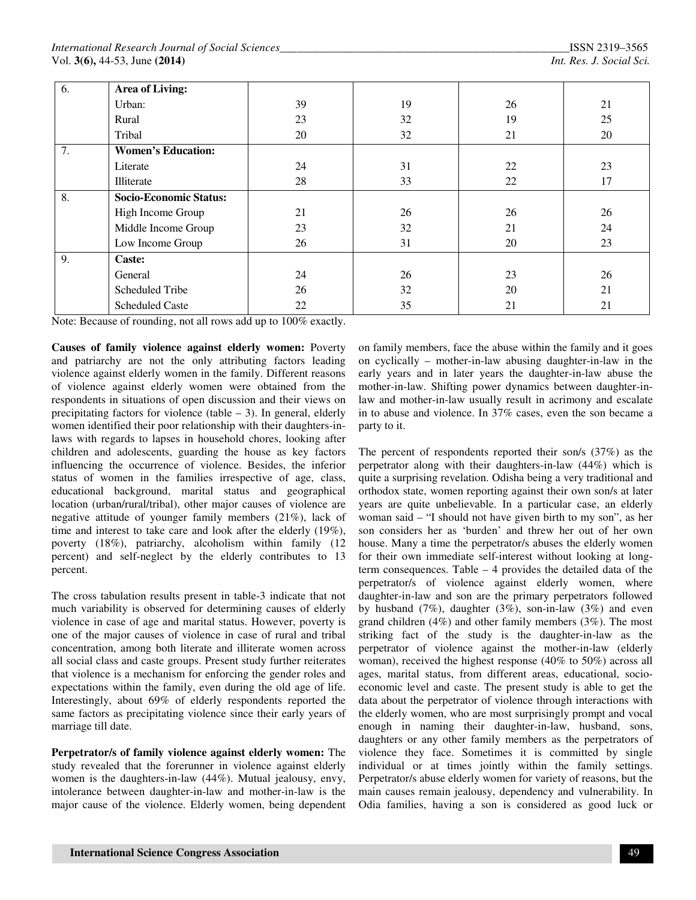| 6. | **Area of Living:** | | | | |
|---|---|---|---|---|---|
| | Urban: | 39 | 19 | 26 | 21 |
| | Rural | 23 | 32 | 19 | 25 |
| | Tribal | 20 | 32 | 21 | 20 |
| 7. | **Women's Education:** | | | | |
| | Literate | 24 | 31 | 22 | 23 |
| | Illiterate | 28 | 33 | 22 | 17 |
| 8. | **Socio-Economic Status:** | | | | |
| | High Income Group | 21 | 26 | 26 | 26 |
| | Middle Income Group | 23 | 32 | 21 | 24 |
| | Low Income Group | 26 | 31 | 20 | 23 |
| 9. | **Caste:** | | | | |
| | General | 24 | 26 | 23 | 26 |
| | Scheduled Tribe | 26 | 32 | 20 | 21 |
| | Scheduled Caste | 22 | 35 | 21 | 21 |

Note: Because of rounding, not all rows add up to 100% exactly.

**Causes of family violence against elderly women:** Poverty and patriarchy are not the only attributing factors leading violence against elderly women in the family. Different reasons of violence against elderly women were obtained from the respondents in situations of open discussion and their views on precipitating factors for violence (table – 3). In general, elderly women identified their poor relationship with their daughters-in-laws with regards to lapses in household chores, looking after children and adolescents, guarding the house as key factors influencing the occurrence of violence. Besides, the inferior status of women in the families irrespective of age, class, educational background, marital status and geographical location (urban/rural/tribal), other major causes of violence are negative attitude of younger family members (21%), lack of time and interest to take care and look after the elderly (19%), poverty (18%), patriarchy, alcoholism within family (12 percent) and self-neglect by the elderly contributes to 13 percent.

The cross tabulation results present in table-3 indicate that not much variability is observed for determining causes of elderly violence in case of age and marital status. However, poverty is one of the major causes of violence in case of rural and tribal concentration, among both literate and illiterate women across all social class and caste groups. Present study further reiterates that violence is a mechanism for enforcing the gender roles and expectations within the family, even during the old age of life. Interestingly, about 69% of elderly respondents reported the same factors as precipitating violence since their early years of marriage till date.

**Perpetrator/s of family violence against elderly women:** The study revealed that the forerunner in violence against elderly women is the daughters-in-law (44%). Mutual jealousy, envy, intolerance between daughter-in-law and mother-in-law is the major cause of the violence. Elderly women, being dependent on family members, face the abuse within the family and it goes on cyclically – mother-in-law abusing daughter-in-law in the early years and in later years the daughter-in-law abuse the mother-in-law. Shifting power dynamics between daughter-in-law and mother-in-law usually result in acrimony and escalate in to abuse and violence. In 37% cases, even the son became a party to it.

The percent of respondents reported their son/s (37%) as the perpetrator along with their daughters-in-law (44%) which is quite a surprising revelation. Odisha being a very traditional and orthodox state, women reporting against their own son/s at later years are quite unbelievable. In a particular case, an elderly woman said – "I should not have given birth to my son", as her son considers her as 'burden' and threw her out of her own house. Many a time the perpetrator/s abuses the elderly women for their own immediate self-interest without looking at long-term consequences. Table – 4 provides the detailed data of the perpetrator/s of violence against elderly women, where daughter-in-law and son are the primary perpetrators followed by husband (7%), daughter (3%), son-in-law (3%) and even grand children (4%) and other family members (3%). The most striking fact of the study is the daughter-in-law as the perpetrator of violence against the mother-in-law (elderly woman), received the highest response (40% to 50%) across all ages, marital status, from different areas, educational, socio-economic level and caste. The present study is able to get the data about the perpetrator of violence through interactions with the elderly women, who are most surprisingly prompt and vocal enough in naming their daughter-in-law, husband, sons, daughters or any other family members as the perpetrators of violence they face. Sometimes it is committed by single individual or at times jointly within the family settings. Perpetrator/s abuse elderly women for variety of reasons, but the main causes remain jealousy, dependency and vulnerability. In Odia families, having a son is considered as good luck or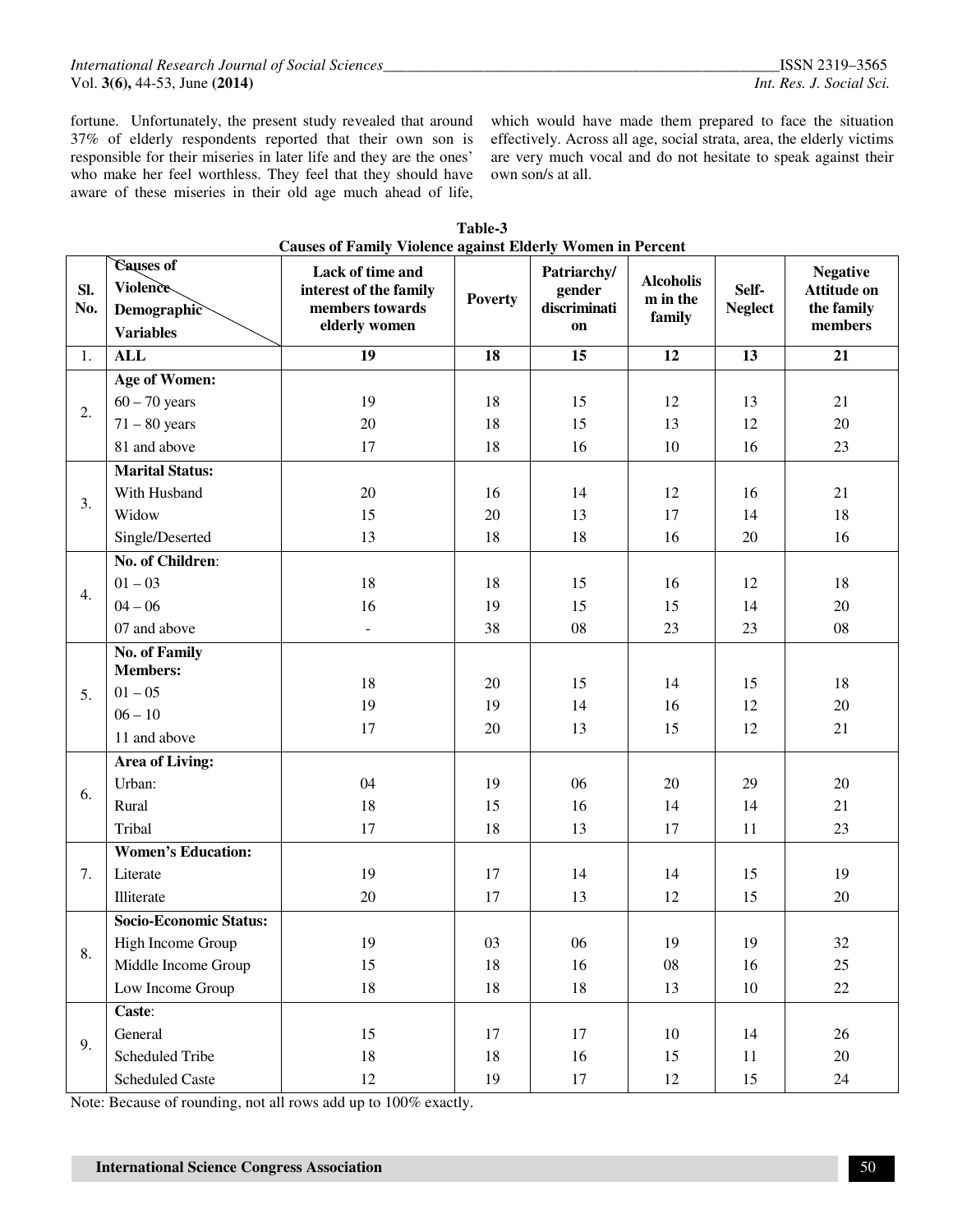fortune. Unfortunately, the present study revealed that around 37% of elderly respondents reported that their own son is responsible for their miseries in later life and they are the ones' who make her feel worthless. They feel that they should have aware of these miseries in their old age much ahead of life, which would have made them prepared to face the situation effectively. Across all age, social strata, area, the elderly victims are very much vocal and do not hesitate to speak against their own son/s at all.

**Table-3**
**Causes of Family Violence against Elderly Women in Percent**

| Sl. No. | Causes of Violence / Demographic Variables | Lack of time and interest of the family members towards elderly women | Poverty | Patriarchy/ gender discrimination | Alcoholism in the family | Self-Neglect | Negative Attitude on the family members |
|---|---|---|---|---|---|---|---|
| 1. | **ALL** | **19** | **18** | **15** | **12** | **13** | **21** |
| 2. | **Age of Women:** | | | | | | |
| | 60 – 70 years | 19 | 18 | 15 | 12 | 13 | 21 |
| | 71 – 80 years | 20 | 18 | 15 | 13 | 12 | 20 |
| | 81 and above | 17 | 18 | 16 | 10 | 16 | 23 |
| 3. | **Marital Status:** | | | | | | |
| | With Husband | 20 | 16 | 14 | 12 | 16 | 21 |
| | Widow | 15 | 20 | 13 | 17 | 14 | 18 |
| | Single/Deserted | 13 | 18 | 18 | 16 | 20 | 16 |
| 4. | **No. of Children**: | | | | | | |
| | 01 – 03 | 18 | 18 | 15 | 16 | 12 | 18 |
| | 04 – 06 | 16 | 19 | 15 | 15 | 14 | 20 |
| | 07 and above | - | 38 | 08 | 23 | 23 | 08 |
| 5. | **No. of Family Members:** | | | | | | |
| | 01 – 05 | 18 | 20 | 15 | 14 | 15 | 18 |
| | 06 – 10 | 19 | 19 | 14 | 16 | 12 | 20 |
| | 11 and above | 17 | 20 | 13 | 15 | 12 | 21 |
| 6. | **Area of Living:** | | | | | | |
| | Urban: | 04 | 19 | 06 | 20 | 29 | 20 |
| | Rural | 18 | 15 | 16 | 14 | 14 | 21 |
| | Tribal | 17 | 18 | 13 | 17 | 11 | 23 |
| 7. | **Women's Education:** | | | | | | |
| | Literate | 19 | 17 | 14 | 14 | 15 | 19 |
| | Illiterate | 20 | 17 | 13 | 12 | 15 | 20 |
| 8. | **Socio-Economic Status:** | | | | | | |
| | High Income Group | 19 | 03 | 06 | 19 | 19 | 32 |
| | Middle Income Group | 15 | 18 | 16 | 08 | 16 | 25 |
| | Low Income Group | 18 | 18 | 18 | 13 | 10 | 22 |
| 9. | **Caste**: | | | | | | |
| | General | 15 | 17 | 17 | 10 | 14 | 26 |
| | Scheduled Tribe | 18 | 18 | 16 | 15 | 11 | 20 |
| | Scheduled Caste | 12 | 19 | 17 | 12 | 15 | 24 |

Note: Because of rounding, not all rows add up to 100% exactly.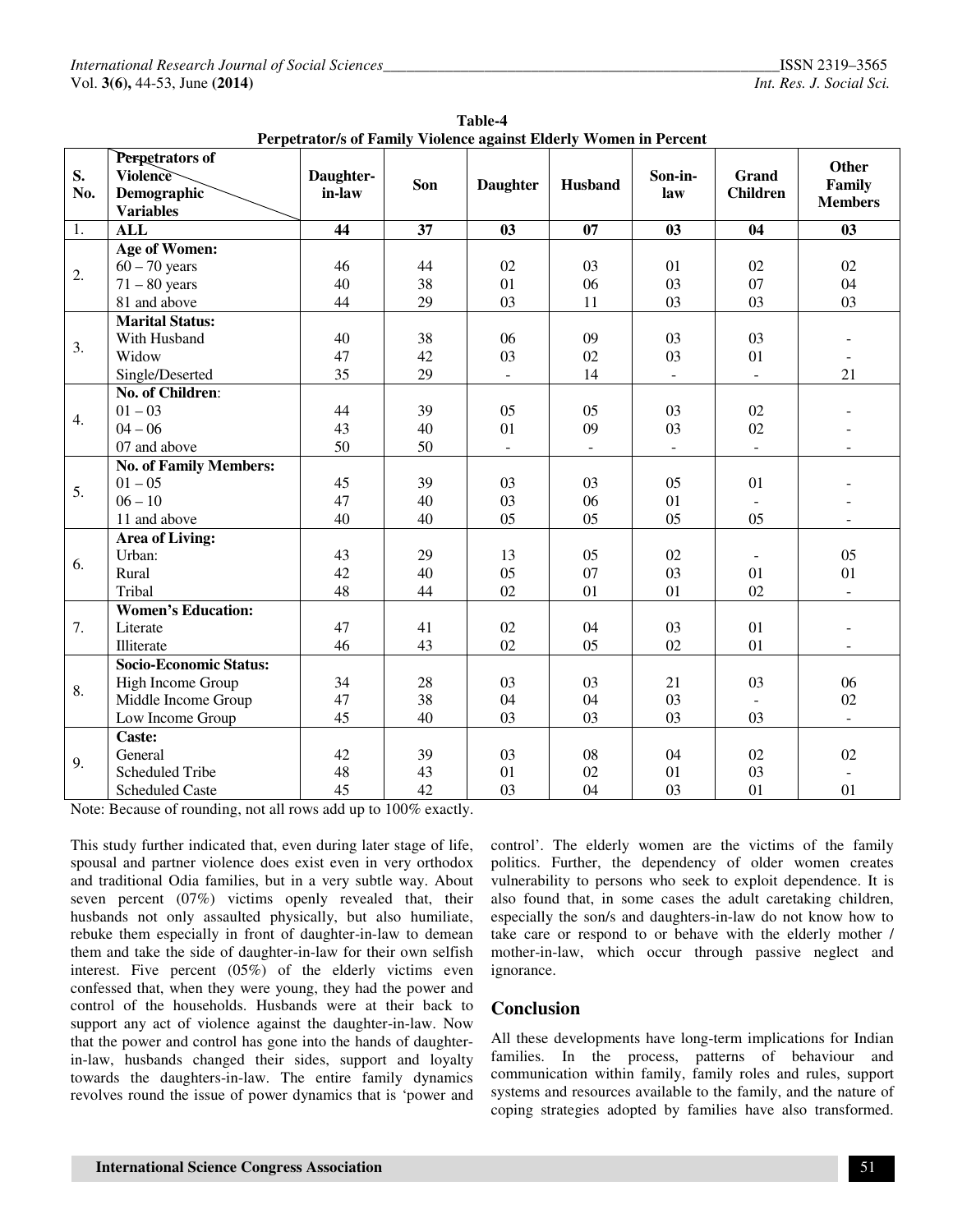**Table-4**
**Perpetrator/s of Family Violence against Elderly Women in Percent**

| S. No. | Perpetrators of Violence / Demographic Variables | Daughter-in-law | Son | Daughter | Husband | Son-in-law | Grand Children | Other Family Members |
|---|---|---|---|---|---|---|---|---|
| 1. | **ALL** | **44** | **37** | **03** | **07** | **03** | **04** | **03** |
| 2. | **Age of Women:** | | | | | | | |
| | 60 – 70 years | 46 | 44 | 02 | 03 | 01 | 02 | 02 |
| | 71 – 80 years | 40 | 38 | 01 | 06 | 03 | 07 | 04 |
| | 81 and above | 44 | 29 | 03 | 11 | 03 | 03 | 03 |
| 3. | **Marital Status:** | | | | | | | |
| | With Husband | 40 | 38 | 06 | 09 | 03 | 03 | - |
| | Widow | 47 | 42 | 03 | 02 | 03 | 01 | - |
| | Single/Deserted | 35 | 29 | - | 14 | - | - | 21 |
| 4. | **No. of Children**: | | | | | | | |
| | 01 – 03 | 44 | 39 | 05 | 05 | 03 | 02 | - |
| | 04 – 06 | 43 | 40 | 01 | 09 | 03 | 02 | - |
| | 07 and above | 50 | 50 | - | - | - | - | - |
| 5. | **No. of Family Members:** | | | | | | | |
| | 01 – 05 | 45 | 39 | 03 | 03 | 05 | 01 | - |
| | 06 – 10 | 47 | 40 | 03 | 06 | 01 | - | - |
| | 11 and above | 40 | 40 | 05 | 05 | 05 | 05 | - |
| 6. | **Area of Living:** | | | | | | | |
| | Urban: | 43 | 29 | 13 | 05 | 02 | - | 05 |
| | Rural | 42 | 40 | 05 | 07 | 03 | 01 | 01 |
| | Tribal | 48 | 44 | 02 | 01 | 01 | 02 | - |
| 7. | **Women's Education:** | | | | | | | |
| | Literate | 47 | 41 | 02 | 04 | 03 | 01 | - |
| | Illiterate | 46 | 43 | 02 | 05 | 02 | 01 | - |
| 8. | **Socio-Economic Status:** | | | | | | | |
| | High Income Group | 34 | 28 | 03 | 03 | 21 | 03 | 06 |
| | Middle Income Group | 47 | 38 | 04 | 04 | 03 | - | 02 |
| | Low Income Group | 45 | 40 | 03 | 03 | 03 | 03 | - |
| 9. | **Caste:** | | | | | | | |
| | General | 42 | 39 | 03 | 08 | 04 | 02 | 02 |
| | Scheduled Tribe | 48 | 43 | 01 | 02 | 01 | 03 | - |
| | Scheduled Caste | 45 | 42 | 03 | 04 | 03 | 01 | 01 |

Note: Because of rounding, not all rows add up to 100% exactly.

This study further indicated that, even during later stage of life, spousal and partner violence does exist even in very orthodox and traditional Odia families, but in a very subtle way. About seven percent (07%) victims openly revealed that, their husbands not only assaulted physically, but also humiliate, rebuke them especially in front of daughter-in-law to demean them and take the side of daughter-in-law for their own selfish interest. Five percent (05%) of the elderly victims even confessed that, when they were young, they had the power and control of the households. Husbands were at their back to support any act of violence against the daughter-in-law. Now that the power and control has gone into the hands of daughter-in-law, husbands changed their sides, support and loyalty towards the daughters-in-law. The entire family dynamics revolves round the issue of power dynamics that is 'power and control'. The elderly women are the victims of the family politics. Further, the dependency of older women creates vulnerability to persons who seek to exploit dependence. It is also found that, in some cases the adult caretaking children, especially the son/s and daughters-in-law do not know how to take care or respond to or behave with the elderly mother / mother-in-law, which occur through passive neglect and ignorance.

## Conclusion

All these developments have long-term implications for Indian families. In the process, patterns of behaviour and communication within family, family roles and rules, support systems and resources available to the family, and the nature of coping strategies adopted by families have also transformed.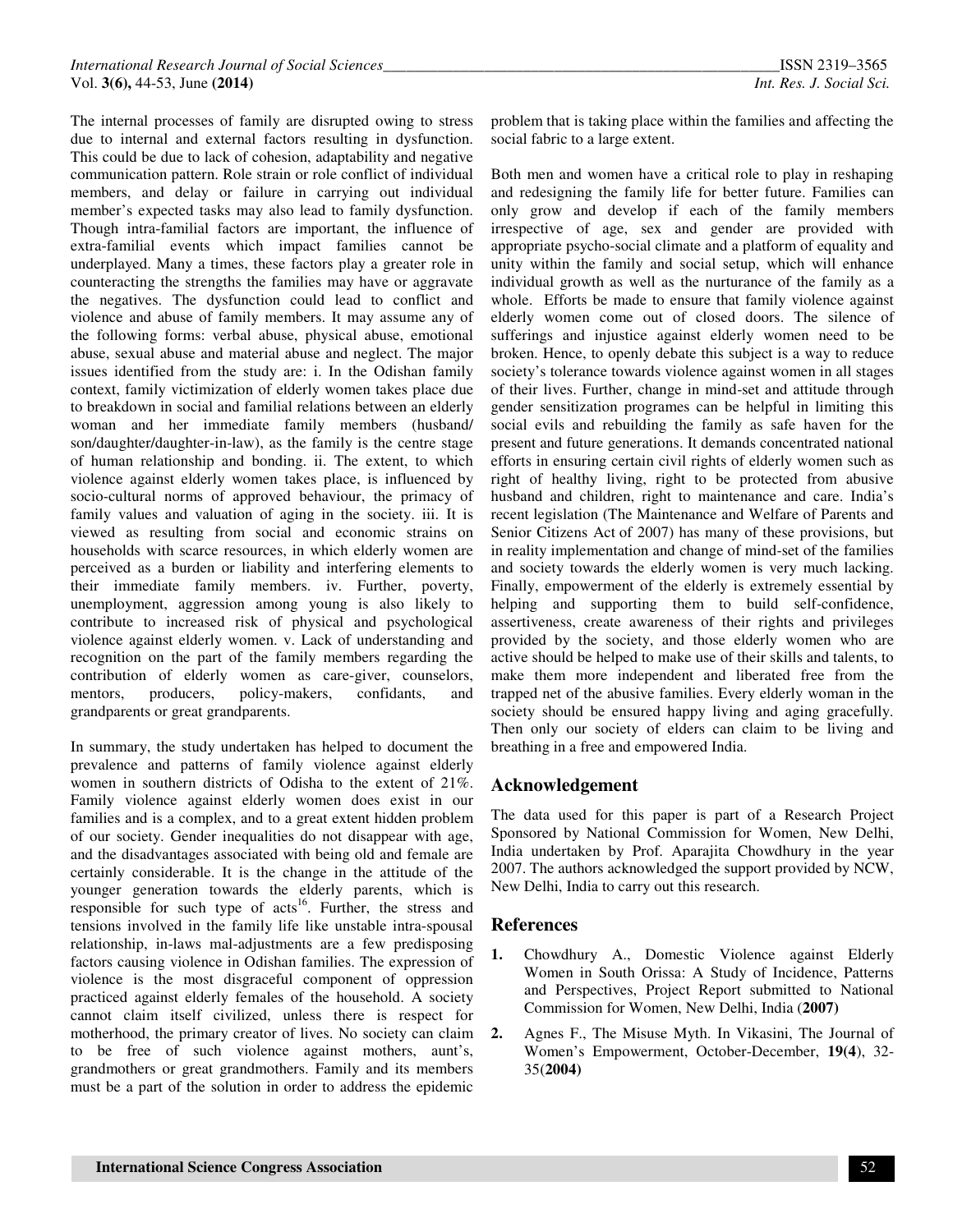The internal processes of family are disrupted owing to stress due to internal and external factors resulting in dysfunction. This could be due to lack of cohesion, adaptability and negative communication pattern. Role strain or role conflict of individual members, and delay or failure in carrying out individual member's expected tasks may also lead to family dysfunction. Though intra-familial factors are important, the influence of extra-familial events which impact families cannot be underplayed. Many a times, these factors play a greater role in counteracting the strengths the families may have or aggravate the negatives. The dysfunction could lead to conflict and violence and abuse of family members. It may assume any of the following forms: verbal abuse, physical abuse, emotional abuse, sexual abuse and material abuse and neglect. The major issues identified from the study are: i. In the Odishan family context, family victimization of elderly women takes place due to breakdown in social and familial relations between an elderly woman and her immediate family members (husband/ son/daughter/daughter-in-law), as the family is the centre stage of human relationship and bonding. ii. The extent, to which violence against elderly women takes place, is influenced by socio-cultural norms of approved behaviour, the primacy of family values and valuation of aging in the society. iii. It is viewed as resulting from social and economic strains on households with scarce resources, in which elderly women are perceived as a burden or liability and interfering elements to their immediate family members. iv. Further, poverty, unemployment, aggression among young is also likely to contribute to increased risk of physical and psychological violence against elderly women. v. Lack of understanding and recognition on the part of the family members regarding the contribution of elderly women as care-giver, counselors, mentors, producers, policy-makers, confidants, and grandparents or great grandparents.

In summary, the study undertaken has helped to document the prevalence and patterns of family violence against elderly women in southern districts of Odisha to the extent of 21%. Family violence against elderly women does exist in our families and is a complex, and to a great extent hidden problem of our society. Gender inequalities do not disappear with age, and the disadvantages associated with being old and female are certainly considerable. It is the change in the attitude of the younger generation towards the elderly parents, which is responsible for such type of acts[16]. Further, the stress and tensions involved in the family life like unstable intra-spousal relationship, in-laws mal-adjustments are a few predisposing factors causing violence in Odishan families. The expression of violence is the most disgraceful component of oppression practiced against elderly females of the household. A society cannot claim itself civilized, unless there is respect for motherhood, the primary creator of lives. No society can claim to be free of such violence against mothers, aunt's, grandmothers or great grandmothers. Family and its members must be a part of the solution in order to address the epidemic problem that is taking place within the families and affecting the social fabric to a large extent.

Both men and women have a critical role to play in reshaping and redesigning the family life for better future. Families can only grow and develop if each of the family members irrespective of age, sex and gender are provided with appropriate psycho-social climate and a platform of equality and unity within the family and social setup, which will enhance individual growth as well as the nurturance of the family as a whole. Efforts be made to ensure that family violence against elderly women come out of closed doors. The silence of sufferings and injustice against elderly women need to be broken. Hence, to openly debate this subject is a way to reduce society's tolerance towards violence against women in all stages of their lives. Further, change in mind-set and attitude through gender sensitization programes can be helpful in limiting this social evils and rebuilding the family as safe haven for the present and future generations. It demands concentrated national efforts in ensuring certain civil rights of elderly women such as right of healthy living, right to be protected from abusive husband and children, right to maintenance and care. India's recent legislation (The Maintenance and Welfare of Parents and Senior Citizens Act of 2007) has many of these provisions, but in reality implementation and change of mind-set of the families and society towards the elderly women is very much lacking. Finally, empowerment of the elderly is extremely essential by helping and supporting them to build self-confidence, assertiveness, create awareness of their rights and privileges provided by the society, and those elderly women who are active should be helped to make use of their skills and talents, to make them more independent and liberated free from the trapped net of the abusive families. Every elderly woman in the society should be ensured happy living and aging gracefully. Then only our society of elders can claim to be living and breathing in a free and empowered India.

## Acknowledgement

The data used for this paper is part of a Research Project Sponsored by National Commission for Women, New Delhi, India undertaken by Prof. Aparajita Chowdhury in the year 2007. The authors acknowledged the support provided by NCW, New Delhi, India to carry out this research.

## References

1. Chowdhury A., Domestic Violence against Elderly Women in South Orissa: A Study of Incidence, Patterns and Perspectives, Project Report submitted to National Commission for Women, New Delhi, India (**2007**)
2. Agnes F., The Misuse Myth. In Vikasini, The Journal of Women's Empowerment, October-December, **19(4)**, 32-35(**2004**)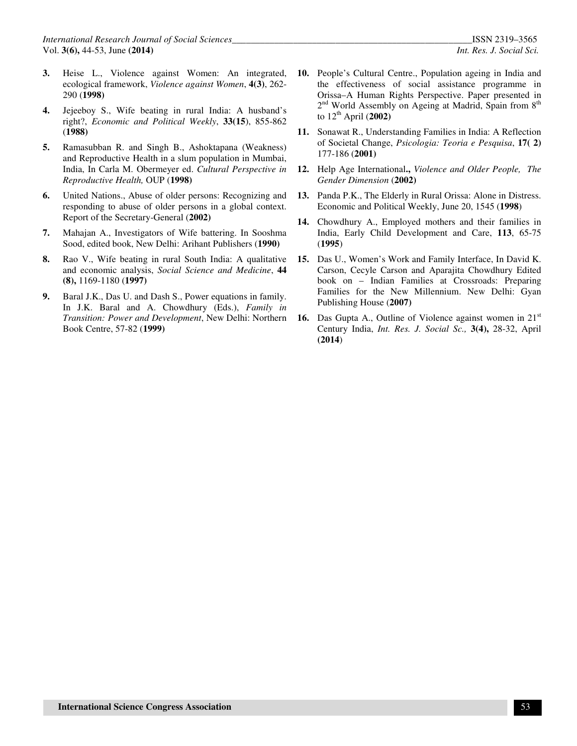3. Heise L., Violence against Women: An integrated, ecological framework, *Violence against Women*, **4(3)**, 262-290 (**1998)**

4. Jejeeboy S., Wife beating in rural India: A husband's right?, *Economic and Political Weekly*, **33(15**), 855-862 (**1988)**

5. Ramasubban R. and Singh B., Ashoktapana (Weakness) and Reproductive Health in a slum population in Mumbai, India, In Carla M. Obermeyer ed. *Cultural Perspective in Reproductive Health,* OUP (**1998)**

6. United Nations., Abuse of older persons: Recognizing and responding to abuse of older persons in a global context. Report of the Secretary-General (**2002)**

7. Mahajan A., Investigators of Wife battering. In Sooshma Sood, edited book, New Delhi: Arihant Publishers (**1990)**

8. Rao V., Wife beating in rural South India: A qualitative and economic analysis, *Social Science and Medicine*, **44 (8),** 1169-1180 (**1997)**

9. Baral J.K., Das U. and Dash S., Power equations in family. In J.K. Baral and A. Chowdhury (Eds.), *Family in Transition: Power and Development*, New Delhi: Northern Book Centre, 57-82 (**1999)**

10. People's Cultural Centre., Population ageing in India and the effectiveness of social assistance programme in Orissa–A Human Rights Perspective. Paper presented in 2nd World Assembly on Ageing at Madrid, Spain from 8th to 12th April (**2002)**

11. Sonawat R., Understanding Families in India: A Reflection of Societal Change, *Psicologia: Teoria e Pesquisa*, **17( 2)** 177-186 (**2001)**

12. Help Age International**.,** *Violence and Older People, The Gender Dimension* (**2002)**

13. Panda P.K., The Elderly in Rural Orissa: Alone in Distress. Economic and Political Weekly, June 20, 1545 (**1998**)

14. Chowdhury A., Employed mothers and their families in India, Early Child Development and Care, **113**, 65-75 (**1995**)

15. Das U., Women's Work and Family Interface, In David K. Carson, Cecyle Carson and Aparajita Chowdhury Edited book on – Indian Families at Crossroads: Preparing Families for the New Millennium. New Delhi: Gyan Publishing House (**2007)**

16. Das Gupta A., Outline of Violence against women in 21st Century India, *Int. Res. J. Social Sc.,* **3(4),** 28-32, April **(2014**)